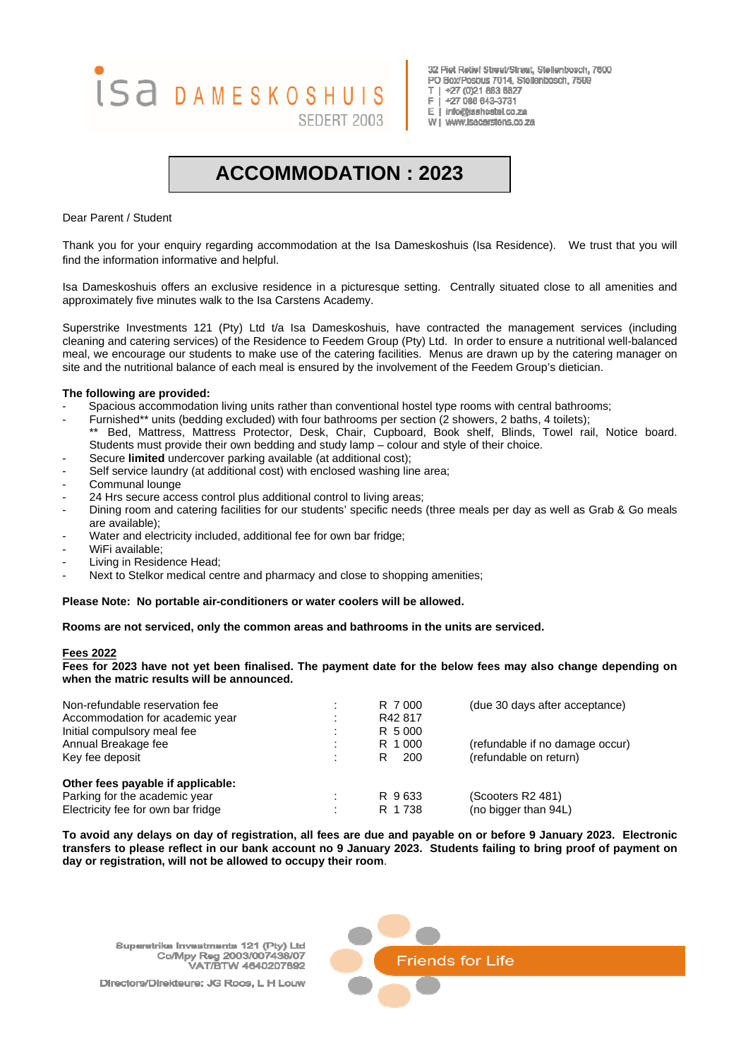isa DAMESKOSHUIS
SEDERT 2003

32 Piet Retief Street/Straat, Stellenbosch, 7600
PO Box/Posbus 7014, Stellenbosch, 7599
T | +27 (0)21 883 8827
F | +27 086 643-3731
E | info@isahostel.co.za
W | www.isacarstens.co.za

# ACCOMMODATION : 2023

Dear Parent / Student

Thank you for your enquiry regarding accommodation at the Isa Dameskoshuis (Isa Residence). We trust that you will find the information informative and helpful.

Isa Dameskoshuis offers an exclusive residence in a picturesque setting. Centrally situated close to all amenities and approximately five minutes walk to the Isa Carstens Academy.

Superstrike Investments 121 (Pty) Ltd t/a Isa Dameskoshuis, have contracted the management services (including cleaning and catering services) of the Residence to Feedem Group (Pty) Ltd. In order to ensure a nutritional well-balanced meal, we encourage our students to make use of the catering facilities. Menus are drawn up by the catering manager on site and the nutritional balance of each meal is ensured by the involvement of the Feedem Group's dietician.

**The following are provided:**

- Spacious accommodation living units rather than conventional hostel type rooms with central bathrooms;
- Furnished** units (bedding excluded) with four bathrooms per section (2 showers, 2 baths, 4 toilets);
  ** Bed, Mattress, Mattress Protector, Desk, Chair, Cupboard, Book shelf, Blinds, Towel rail, Notice board. Students must provide their own bedding and study lamp – colour and style of their choice.
- Secure **limited** undercover parking available (at additional cost);
- Self service laundry (at additional cost) with enclosed washing line area;
- Communal lounge
- 24 Hrs secure access control plus additional control to living areas;
- Dining room and catering facilities for our students' specific needs (three meals per day as well as Grab & Go meals are available);
- Water and electricity included, additional fee for own bar fridge;
- WiFi available;
- Living in Residence Head;
- Next to Stelkor medical centre and pharmacy and close to shopping amenities;

**Please Note: No portable air-conditioners or water coolers will be allowed.**

**Rooms are not serviced, only the common areas and bathrooms in the units are serviced.**

**Fees 2022**

**Fees for 2023 have not yet been finalised. The payment date for the below fees may also change depending on when the matric results will be announced.**

| | | | |
|---|---|---|---|
| Non-refundable reservation fee | : | R 7 000 | (due 30 days after acceptance) |
| Accommodation for academic year | : | R42 817 | |
| Initial compulsory meal fee | : | R 5 000 | |
| Annual Breakage fee | : | R 1 000 | (refundable if no damage occur) |
| Key fee deposit | : | R 200 | (refundable on return) |
| **Other fees payable if applicable:** | | | |
| Parking for the academic year | : | R 9 633 | (Scooters R2 481) |
| Electricity fee for own bar fridge | : | R 1 738 | (no bigger than 94L) |

**To avoid any delays on day of registration, all fees are due and payable on or before 9 January 2023. Electronic transfers to please reflect in our bank account no 9 January 2023. Students failing to bring proof of payment on day or registration, will not be allowed to occupy their room.**

Superstrike Investments 121 (Pty) Ltd
Co/Mpy Reg 2003/007438/07
VAT/BTW 4840207892

Directors/Direkteure: JG Roos, L H Louw

Friends for Life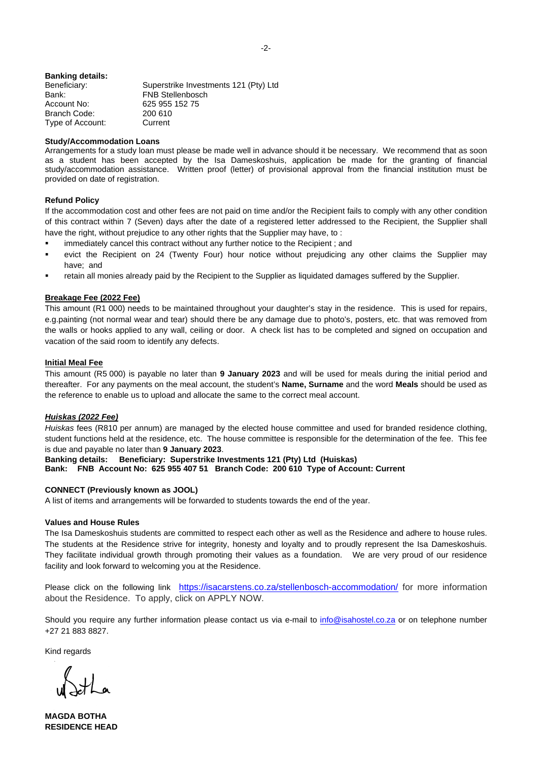**Banking details:**

| | |
|---|---|
| Beneficiary: | Superstrike Investments 121 (Pty) Ltd |
| Bank: | FNB Stellenbosch |
| Account No: | 625 955 152 75 |
| Branch Code: | 200 610 |
| Type of Account: | Current |

**Study/Accommodation Loans**

Arrangements for a study loan must please be made well in advance should it be necessary. We recommend that as soon as a student has been accepted by the Isa Dameskoshuis, application be made for the granting of financial study/accommodation assistance. Written proof (letter) of provisional approval from the financial institution must be provided on date of registration.

**Refund Policy**

If the accommodation cost and other fees are not paid on time and/or the Recipient fails to comply with any other condition of this contract within 7 (Seven) days after the date of a registered letter addressed to the Recipient, the Supplier shall have the right, without prejudice to any other rights that the Supplier may have, to :

- immediately cancel this contract without any further notice to the Recipient ; and
- evict the Recipient on 24 (Twenty Four) hour notice without prejudicing any other claims the Supplier may have; and
- retain all monies already paid by the Recipient to the Supplier as liquidated damages suffered by the Supplier.

**Breakage Fee (2022 Fee)**

This amount (R1 000) needs to be maintained throughout your daughter's stay in the residence. This is used for repairs, e.g.painting (not normal wear and tear) should there be any damage due to photo's, posters, etc. that was removed from the walls or hooks applied to any wall, ceiling or door. A check list has to be completed and signed on occupation and vacation of the said room to identify any defects.

**Initial Meal Fee**

This amount (R5 000) is payable no later than **9 January 2023** and will be used for meals during the initial period and thereafter. For any payments on the meal account, the student's **Name, Surname** and the word **Meals** should be used as the reference to enable us to upload and allocate the same to the correct meal account.

***Huiskas (2022 Fee)***

*Huiskas* fees (R810 per annum) are managed by the elected house committee and used for branded residence clothing, student functions held at the residence, etc. The house committee is responsible for the determination of the fee. This fee is due and payable no later than **9 January 2023**.

**Banking details: Beneficiary: Superstrike Investments 121 (Pty) Ltd (Huiskas)**
**Bank: FNB Account No: 625 955 407 51 Branch Code: 200 610 Type of Account: Current**

**CONNECT (Previously known as JOOL)**

A list of items and arrangements will be forwarded to students towards the end of the year.

**Values and House Rules**

The Isa Dameskoshuis students are committed to respect each other as well as the Residence and adhere to house rules. The students at the Residence strive for integrity, honesty and loyalty and to proudly represent the Isa Dameskoshuis. They facilitate individual growth through promoting their values as a foundation. We are very proud of our residence facility and look forward to welcoming you at the Residence.

Please click on the following link https://isacarstens.co.za/stellenbosch-accommodation/ for more information about the Residence. To apply, click on APPLY NOW.

Should you require any further information please contact us via e-mail to info@isahostel.co.za or on telephone number +27 21 883 8827.

Kind regards

**MAGDA BOTHA**
**RESIDENCE HEAD**